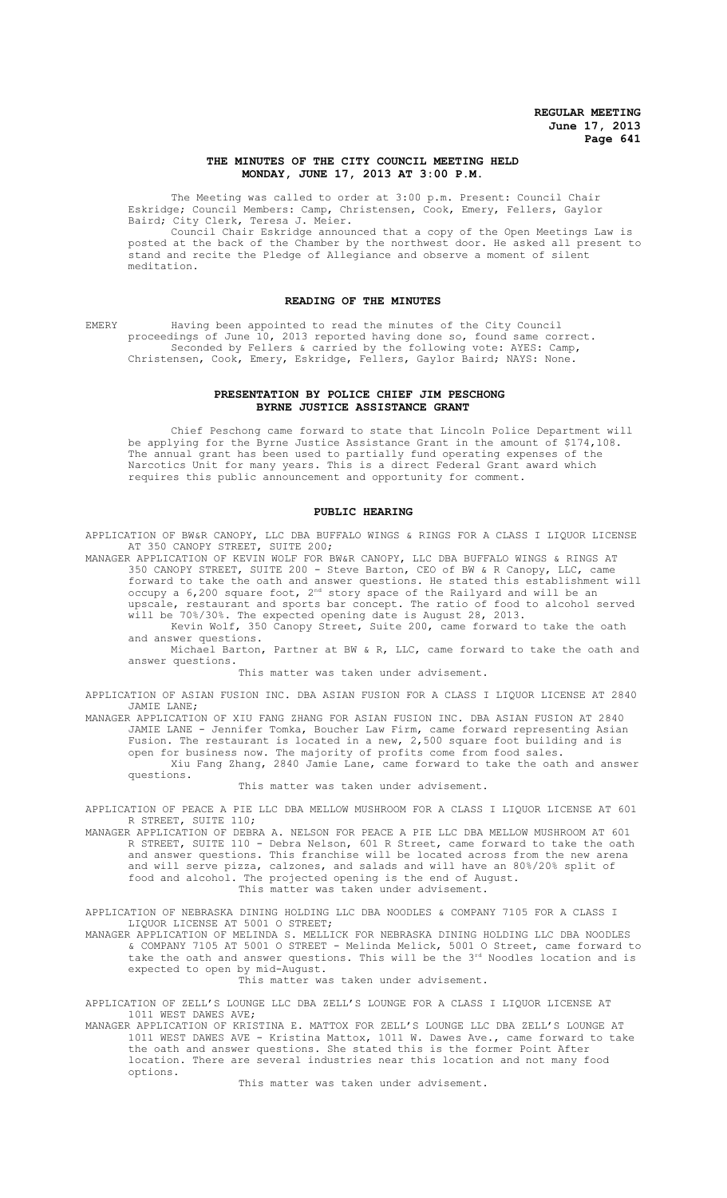# THE MINUTES OF THE CITY COUNCIL MEETING HELD MONDAY, JUNE 17, 2013 AT 3:00 P.M.

The Meeting was called to order at 3:00 p.m. Present: Council Chair Eskridge; Council Members: Camp, Christensen, Cook, Emery, Fellers, Gaylor Baird; City Clerk, Teresa J. Meier.

Council Chair Eskridge announced that a copy of the Open Meetings Law is posted at the back of the Chamber by the northwest door. He asked all present to stand and recite the Pledge of Allegiance and observe a moment of silent meditation.

## READING OF THE MINUTES

EMERY Having been appointed to read the minutes of the City Council proceedings of June 10, 2013 reported having done so, found same correct. Seconded by Fellers & carried by the following vote: AYES: Camp, Christensen, Cook, Emery, Eskridge, Fellers, Gaylor Baird; NAYS: None.

## PRESENTATION BY POLICE CHIEF JIM PESCHONG BYRNE JUSTICE ASSISTANCE GRANT

Chief Peschong came forward to state that Lincoln Police Department will be applying for the Byrne Justice Assistance Grant in the amount of $174,108. The annual grant has been used to partially fund operating expenses of the Narcotics Unit for many years. This is a direct Federal Grant award which requires this public announcement and opportunity for comment.

## PUBLIC HEARING

APPLICATION OF BW&R CANOPY, LLC DBA BUFFALO WINGS & RINGS FOR A CLASS I LIQUOR LICENSE AT 350 CANOPY STREET, SUITE 200;

MANAGER APPLICATION OF KEVIN WOLF FOR BW&R CANOPY, LLC DBA BUFFALO WINGS & RINGS AT 350 CANOPY STREET, SUITE 200 - Steve Barton, CEO of BW & R Canopy, LLC, came forward to take the oath and answer questions. He stated this establishment will occupy a 6,200 square foot, 2nd story space of the Railyard and will be an upscale, restaurant and sports bar concept. The ratio of food to alcohol served will be 70%/30%. The expected opening date is August 28, 2013.

Kevin Wolf, 350 Canopy Street, Suite 200, came forward to take the oath and answer questions.

Michael Barton, Partner at BW & R, LLC, came forward to take the oath and answer questions.

This matter was taken under advisement.

APPLICATION OF ASIAN FUSION INC. DBA ASIAN FUSION FOR A CLASS I LIQUOR LICENSE AT 2840 JAMIE LANE;

MANAGER APPLICATION OF XIU FANG ZHANG FOR ASIAN FUSION INC. DBA ASIAN FUSION AT 2840 JAMIE LANE - Jennifer Tomka, Boucher Law Firm, came forward representing Asian Fusion. The restaurant is located in a new, 2,500 square foot building and is open for business now. The majority of profits come from food sales.

Xiu Fang Zhang, 2840 Jamie Lane, came forward to take the oath and answer questions.

This matter was taken under advisement.

APPLICATION OF PEACE A PIE LLC DBA MELLOW MUSHROOM FOR A CLASS I LIQUOR LICENSE AT 601 R STREET, SUITE 110;

MANAGER APPLICATION OF DEBRA A. NELSON FOR PEACE A PIE LLC DBA MELLOW MUSHROOM AT 601 R STREET, SUITE 110 - Debra Nelson, 601 R Street, came forward to take the oath and answer questions. This franchise will be located across from the new arena and will serve pizza, calzones, and salads and will have an 80%/20% split of food and alcohol. The projected opening is the end of August.

This matter was taken under advisement.

APPLICATION OF NEBRASKA DINING HOLDING LLC DBA NOODLES & COMPANY 7105 FOR A CLASS I LIQUOR LICENSE AT 5001 O STREET;

MANAGER APPLICATION OF MELINDA S. MELLICK FOR NEBRASKA DINING HOLDING LLC DBA NOODLES & COMPANY 7105 AT 5001 O STREET - Melinda Melick, 5001 O Street, came forward to take the oath and answer questions. This will be the 3rd Noodles location and is expected to open by mid-August.

This matter was taken under advisement.

APPLICATION OF ZELL'S LOUNGE LLC DBA ZELL'S LOUNGE FOR A CLASS I LIQUOR LICENSE AT 1011 WEST DAWES AVE;

MANAGER APPLICATION OF KRISTINA E. MATTOX FOR ZELL'S LOUNGE LLC DBA ZELL'S LOUNGE AT 1011 WEST DAWES AVE - Kristina Mattox, 1011 W. Dawes Ave., came forward to take the oath and answer questions. She stated this is the former Point After location. There are several industries near this location and not many food options.

This matter was taken under advisement.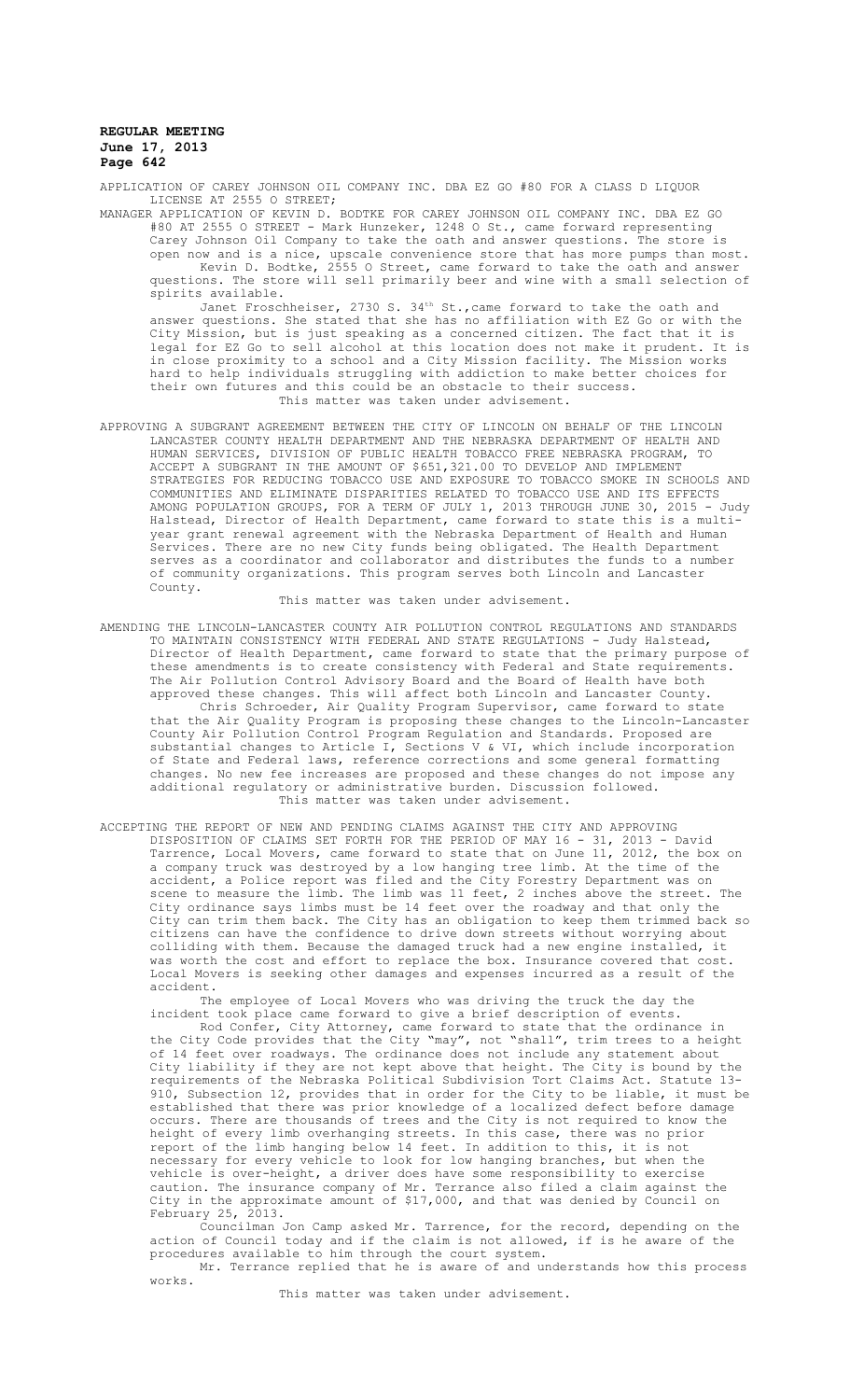APPLICATION OF CAREY JOHNSON OIL COMPANY INC. DBA EZ GO #80 FOR A CLASS D LIQUOR LICENSE AT 2555 O STREET;

MANAGER APPLICATION OF KEVIN D. BODTKE FOR CAREY JOHNSON OIL COMPANY INC. DBA EZ GO #80 AT 2555 O STREET - Mark Hunzeker, 1248 O St., came forward representing Carey Johnson Oil Company to take the oath and answer questions. The store is open now and is a nice, upscale convenience store that has more pumps than most.

Kevin D. Bodtke, 2555 O Street, came forward to take the oath and answer questions. The store will sell primarily beer and wine with a small selection of spirits available.

Janet Froschheiser, 2730 S. 34th St.,came forward to take the oath and answer questions. She stated that she has no affiliation with EZ Go or with the City Mission, but is just speaking as a concerned citizen. The fact that it is legal for EZ Go to sell alcohol at this location does not make it prudent. It is in close proximity to a school and a City Mission facility. The Mission works hard to help individuals struggling with addiction to make better choices for their own futures and this could be an obstacle to their success.

This matter was taken under advisement.

APPROVING A SUBGRANT AGREEMENT BETWEEN THE CITY OF LINCOLN ON BEHALF OF THE LINCOLN LANCASTER COUNTY HEALTH DEPARTMENT AND THE NEBRASKA DEPARTMENT OF HEALTH AND HUMAN SERVICES, DIVISION OF PUBLIC HEALTH TOBACCO FREE NEBRASKA PROGRAM, TO ACCEPT A SUBGRANT IN THE AMOUNT OF $651,321.00 TO DEVELOP AND IMPLEMENT STRATEGIES FOR REDUCING TOBACCO USE AND EXPOSURE TO TOBACCO SMOKE IN SCHOOLS AND COMMUNITIES AND ELIMINATE DISPARITIES RELATED TO TOBACCO USE AND ITS EFFECTS AMONG POPULATION GROUPS, FOR A TERM OF JULY 1, 2013 THROUGH JUNE 30, 2015 - Judy Halstead, Director of Health Department, came forward to state this is a multi-year grant renewal agreement with the Nebraska Department of Health and Human Services. There are no new City funds being obligated. The Health Department serves as a coordinator and collaborator and distributes the funds to a number of community organizations. This program serves both Lincoln and Lancaster County.

This matter was taken under advisement.

AMENDING THE LINCOLN-LANCASTER COUNTY AIR POLLUTION CONTROL REGULATIONS AND STANDARDS TO MAINTAIN CONSISTENCY WITH FEDERAL AND STATE REGULATIONS - Judy Halstead, Director of Health Department, came forward to state that the primary purpose of these amendments is to create consistency with Federal and State requirements. The Air Pollution Control Advisory Board and the Board of Health have both approved these changes. This will affect both Lincoln and Lancaster County.

Chris Schroeder, Air Quality Program Supervisor, came forward to state that the Air Quality Program is proposing these changes to the Lincoln-Lancaster County Air Pollution Control Program Regulation and Standards. Proposed are substantial changes to Article I, Sections V & VI, which include incorporation of State and Federal laws, reference corrections and some general formatting changes. No new fee increases are proposed and these changes do not impose any additional regulatory or administrative burden. Discussion followed.

This matter was taken under advisement.

ACCEPTING THE REPORT OF NEW AND PENDING CLAIMS AGAINST THE CITY AND APPROVING DISPOSITION OF CLAIMS SET FORTH FOR THE PERIOD OF MAY 16 - 31, 2013 - David Tarrence, Local Movers, came forward to state that on June 11, 2012, the box on a company truck was destroyed by a low hanging tree limb. At the time of the accident, a Police report was filed and the City Forestry Department was on scene to measure the limb. The limb was 11 feet, 2 inches above the street. The City ordinance says limbs must be 14 feet over the roadway and that only the City can trim them back. The City has an obligation to keep them trimmed back so citizens can have the confidence to drive down streets without worrying about colliding with them. Because the damaged truck had a new engine installed, it was worth the cost and effort to replace the box. Insurance covered that cost. Local Movers is seeking other damages and expenses incurred as a result of the accident.

The employee of Local Movers who was driving the truck the day the incident took place came forward to give a brief description of events.

Rod Confer, City Attorney, came forward to state that the ordinance in the City Code provides that the City "may", not "shall", trim trees to a height of 14 feet over roadways. The ordinance does not include any statement about City liability if they are not kept above that height. The City is bound by the requirements of the Nebraska Political Subdivision Tort Claims Act. Statute 13-910, Subsection 12, provides that in order for the City to be liable, it must be established that there was prior knowledge of a localized defect before damage occurs. There are thousands of trees and the City is not required to know the height of every limb overhanging streets. In this case, there was no prior report of the limb hanging below 14 feet. In addition to this, it is not necessary for every vehicle to look for low hanging branches, but when the vehicle is over-height, a driver does have some responsibility to exercise caution. The insurance company of Mr. Terrance also filed a claim against the City in the approximate amount of $17,000, and that was denied by Council on February 25, 2013.

Councilman Jon Camp asked Mr. Tarrence, for the record, depending on the action of Council today and if the claim is not allowed, if is he aware of the procedures available to him through the court system.

Mr. Terrance replied that he is aware of and understands how this process works.

This matter was taken under advisement.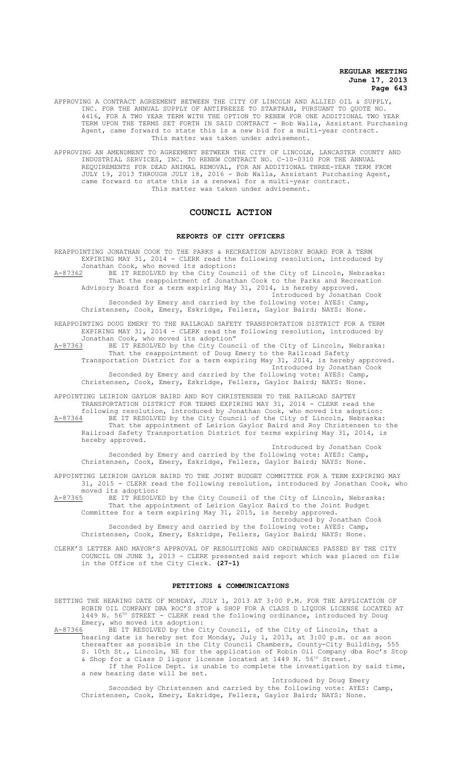APPROVING A CONTRACT AGREEMENT BETWEEN THE CITY OF LINCOLN AND ALLIED OIL & SUPPLY, INC. FOR THE ANNUAL SUPPLY OF ANTIFREEZE TO STARTRAN, PURSUANT TO QUOTE NO. 4416, FOR A TWO YEAR TERM WITH THE OPTION TO RENEW FOR ONE ADDITIONAL TWO YEAR TERM UPON THE TERMS SET FORTH IN SAID CONTRACT - Bob Walla, Assistant Purchasing Agent, came forward to state this is a new bid for a multi-year contract.

This matter was taken under advisement.

APPROVING AN AMENDMENT TO AGREEMENT BETWEEN THE CITY OF LINCOLN, LANCASTER COUNTY AND INDUSTRIAL SERVICES, INC. TO RENEW CONTRACT NO. C-10-0310 FOR THE ANNUAL REQUIREMENTS FOR DEAD ANIMAL REMOVAL, FOR AN ADDITIONAL THREE-YEAR TERM FROM JULY 19, 2013 THROUGH JULY 18, 2016 - Bob Walla, Assistant Purchasing Agent, came forward to state this is a renewal for a multi-year contract.

This matter was taken under advisement.

# COUNCIL ACTION

## REPORTS OF CITY OFFICERS

REAPPOINTING JONATHAN COOK TO THE PARKS & RECREATION ADVISORY BOARD FOR A TERM EXPIRING MAY 31, 2014 - CLERK read the following resolution, introduced by Jonathan Cook, who moved its adoption:

A-87362 BE IT RESOLVED by the City Council of the City of Lincoln, Nebraska:

That the reappointment of Jonathan Cook to the Parks and Recreation Advisory Board for a term expiring May 31, 2014, is hereby approved.

Introduced by Jonathan Cook

Seconded by Emery and carried by the following vote: AYES: Camp, Christensen, Cook, Emery, Eskridge, Fellers, Gaylor Baird; NAYS: None.

REAPPOINTING DOUG EMERY TO THE RAILROAD SAFETY TRANSPORTATION DISTRICT FOR A TERM EXPIRING MAY 31, 2014 - CLERK read the following resolution, introduced by Jonathan Cook, who moved its adoption"

A-87363 BE IT RESOLVED by the City Council of the City of Lincoln, Nebraska:

That the reappointment of Doug Emery to the Railroad Safety Transportation District for a term expiring May 31, 2014, is hereby approved.

Introduced by Jonathan Cook

Seconded by Emery and carried by the following vote: AYES: Camp, Christensen, Cook, Emery, Eskridge, Fellers, Gaylor Baird; NAYS: None.

APPOINTING LEIRION GAYLOR BAIRD AND ROY CHRISTENSEN TO THE RAILROAD SAFTEY TRANSPORTATION DISTRICT FOR TERMS EXPIRING MAY 31, 2014 - CLERK read the following resolution, introduced by Jonathan Cook, who moved its adoption:

A-87364 BE IT RESOLVED by the City Council of the City of Lincoln, Nebraska:

That the appointment of Leirion Gaylor Baird and Roy Christensen to the Railroad Safety Transportation District for terms expiring May 31, 2014, is hereby approved.

Introduced by Jonathan Cook

Seconded by Emery and carried by the following vote: AYES: Camp, Christensen, Cook, Emery, Eskridge, Fellers, Gaylor Baird; NAYS: None.

APPOINTING LEIRION GAYLOR BAIRD TO THE JOINT BUDGET COMMITTEE FOR A TERM EXPIRING MAY 31, 2015 - CLERK read the following resolution, introduced by Jonathan Cook, who moved its adoption:

A-87365 BE IT RESOLVED by the City Council of the City of Lincoln, Nebraska:

That the appointment of Leirion Gaylor Baird to the Joint Budget Committee for a term expiring May 31, 2015, is hereby approved.

Introduced by Jonathan Cook

Seconded by Emery and carried by the following vote: AYES: Camp, Christensen, Cook, Emery, Eskridge, Fellers, Gaylor Baird; NAYS: None.

CLERK'S LETTER AND MAYOR'S APPROVAL OF RESOLUTIONS AND ORDINANCES PASSED BY THE CITY COUNCIL ON JUNE 3, 2013 - CLERK presented said report which was placed on file in the Office of the City Clerk. **(27-1)**

## PETITIONS & COMMUNICATIONS

SETTING THE HEARING DATE OF MONDAY, JULY 1, 2013 AT 3:00 P.M. FOR THE APPLICATION OF ROBIN OIL COMPANY DBA ROC'S STOP & SHOP FOR A CLASS D LIQUOR LICENSE LOCATED AT 1449 N. 56TH STREET - CLERK read the following ordinance, introduced by Doug Emery, who moved its adoption:

A-87366 BE IT RESOLVED by the City Council, of the City of Lincoln, that a hearing date is hereby set for Monday, July 1, 2013, at 3:00 p.m. or as soon thereafter as possible in the City Council Chambers, County-City Building, 555 S. 10th St., Lincoln, NE for the application of Robin Oil Company dba Roc's Stop & Shop for a Class D liquor license located at 1449 N. 56th Street.

If the Police Dept. is unable to complete the investigation by said time, a new hearing date will be set.

Introduced by Doug Emery

Seconded by Christensen and carried by the following vote: AYES: Camp, Christensen, Cook, Emery, Eskridge, Fellers, Gaylor Baird; NAYS: None.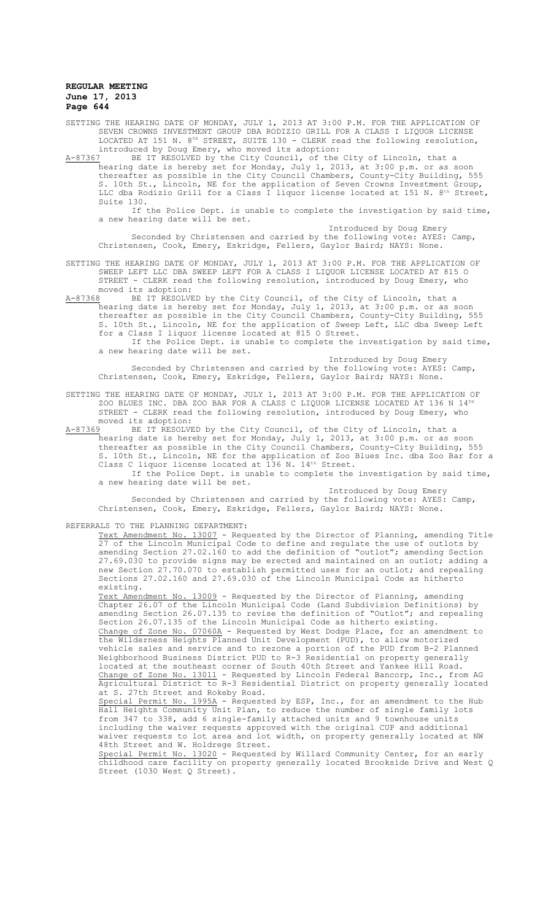SETTING THE HEARING DATE OF MONDAY, JULY 1, 2013 AT 3:00 P.M. FOR THE APPLICATION OF SEVEN CROWNS INVESTMENT GROUP DBA RODIZIO GRILL FOR A CLASS I LIQUOR LICENSE LOCATED AT 151 N. 8TH STREET, SUITE 130 - CLERK read the following resolution, introduced by Doug Emery, who moved its adoption:

A-87367 BE IT RESOLVED by the City Council, of the City of Lincoln, that a hearing date is hereby set for Monday, July 1, 2013, at 3:00 p.m. or as soon thereafter as possible in the City Council Chambers, County-City Building, 555 S. 10th St., Lincoln, NE for the application of Seven Crowns Investment Group, LLC dba Rodizio Grill for a Class I liquor license located at 151 N. 8th Street, Suite 130.

If the Police Dept. is unable to complete the investigation by said time, a new hearing date will be set.

Introduced by Doug Emery

Seconded by Christensen and carried by the following vote: AYES: Camp, Christensen, Cook, Emery, Eskridge, Fellers, Gaylor Baird; NAYS: None.

SETTING THE HEARING DATE OF MONDAY, JULY 1, 2013 AT 3:00 P.M. FOR THE APPLICATION OF SWEEP LEFT LLC DBA SWEEP LEFT FOR A CLASS I LIQUOR LICENSE LOCATED AT 815 O STREET - CLERK read the following resolution, introduced by Doug Emery, who moved its adoption:

A-87368 BE IT RESOLVED by the City Council, of the City of Lincoln, that a hearing date is hereby set for Monday, July 1, 2013, at 3:00 p.m. or as soon thereafter as possible in the City Council Chambers, County-City Building, 555 S. 10th St., Lincoln, NE for the application of Sweep Left, LLC dba Sweep Left for a Class I liquor license located at 815 O Street.

If the Police Dept. is unable to complete the investigation by said time, a new hearing date will be set.

Introduced by Doug Emery

Seconded by Christensen and carried by the following vote: AYES: Camp, Christensen, Cook, Emery, Eskridge, Fellers, Gaylor Baird; NAYS: None.

SETTING THE HEARING DATE OF MONDAY, JULY 1, 2013 AT 3:00 P.M. FOR THE APPLICATION OF ZOO BLUES INC. DBA ZOO BAR FOR A CLASS C LIQUOR LICENSE LOCATED AT 136 N 14TH STREET - CLERK read the following resolution, introduced by Doug Emery, who moved its adoption:

A-87369 BE IT RESOLVED by the City Council, of the City of Lincoln, that a hearing date is hereby set for Monday, July 1, 2013, at 3:00 p.m. or as soon thereafter as possible in the City Council Chambers, County-City Building, 555 S. 10th St., Lincoln, NE for the application of Zoo Blues Inc. dba Zoo Bar for a Class C liquor license located at 136 N. 14th Street.

If the Police Dept. is unable to complete the investigation by said time, a new hearing date will be set.

Introduced by Doug Emery

Seconded by Christensen and carried by the following vote: AYES: Camp, Christensen, Cook, Emery, Eskridge, Fellers, Gaylor Baird; NAYS: None.

REFERRALS TO THE PLANNING DEPARTMENT:

Text Amendment No. 13007 - Requested by the Director of Planning, amending Title 27 of the Lincoln Municipal Code to define and regulate the use of outlots by amending Section 27.02.160 to add the definition of "outlot"; amending Section 27.69.030 to provide signs may be erected and maintained on an outlot; adding a new Section 27.70.070 to establish permitted uses for an outlot; and repealing Sections 27.02.160 and 27.69.030 of the Lincoln Municipal Code as hitherto existing.

Text Amendment No. 13009 - Requested by the Director of Planning, amending Chapter 26.07 of the Lincoln Municipal Code (Land Subdivision Definitions) by amending Section 26.07.135 to revise the definition of "Outlot"; and repealing Section 26.07.135 of the Lincoln Municipal Code as hitherto existing.

Change of Zone No. 07060A - Requested by West Dodge Place, for an amendment to the Wilderness Heights Planned Unit Development (PUD), to allow motorized vehicle sales and service and to rezone a portion of the PUD from B-2 Planned Neighborhood Business District PUD to R-3 Residential on property generally located at the southeast corner of South 40th Street and Yankee Hill Road.

Change of Zone No. 13011 - Requested by Lincoln Federal Bancorp, Inc., from AG Agricultural District to R-3 Residential District on property generally located at S. 27th Street and Rokeby Road.

Special Permit No. 1995A - Requested by ESP, Inc., for an amendment to the Hub Hall Heights Community Unit Plan, to reduce the number of single family lots from 347 to 338, add 6 single-family attached units and 9 townhouse units including the waiver requests approved with the original CUP and additional waiver requests to lot area and lot width, on property generally located at NW 48th Street and W. Holdrege Street.

Special Permit No. 13020 - Requested by Willard Community Center, for an early childhood care facility on property generally located Brookside Drive and West Q Street (1030 West Q Street).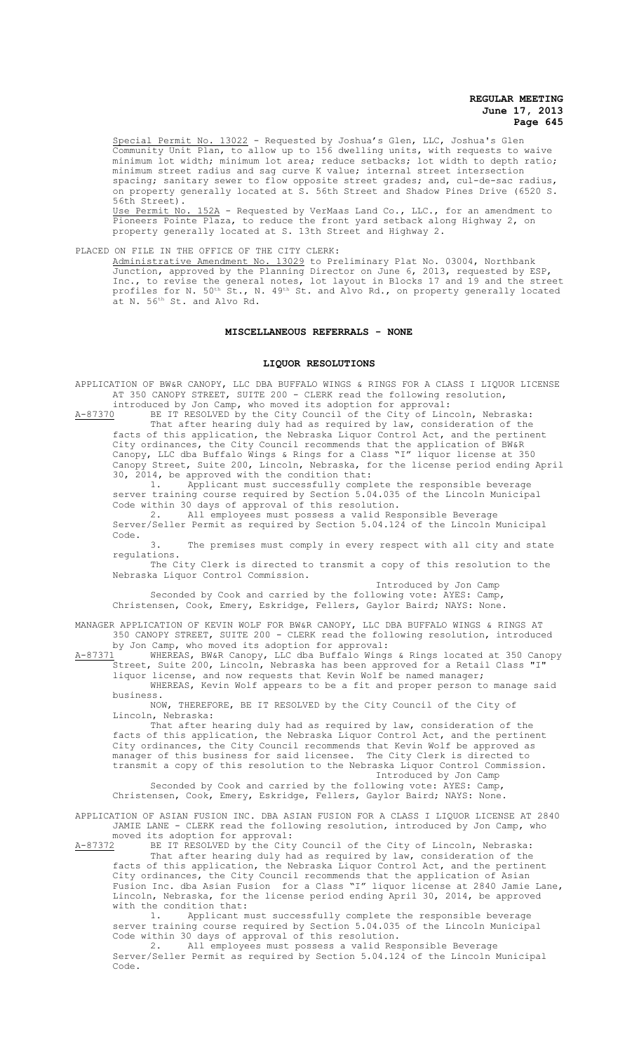Special Permit No. 13022 - Requested by Joshua's Glen, LLC, Joshua's Glen Community Unit Plan, to allow up to 156 dwelling units, with requests to waive minimum lot width; minimum lot area; reduce setbacks; lot width to depth ratio; minimum street radius and sag curve K value; internal street intersection spacing; sanitary sewer to flow opposite street grades; and, cul-de-sac radius, on property generally located at S. 56th Street and Shadow Pines Drive (6520 S. 56th Street).

Use Permit No. 152A - Requested by VerMaas Land Co., LLC., for an amendment to Pioneers Pointe Plaza, to reduce the front yard setback along Highway 2, on property generally located at S. 13th Street and Highway 2.

PLACED ON FILE IN THE OFFICE OF THE CITY CLERK:

Administrative Amendment No. 13029 to Preliminary Plat No. 03004, Northbank Junction, approved by the Planning Director on June 6, 2013, requested by ESP, Inc., to revise the general notes, lot layout in Blocks 17 and 19 and the street profiles for N. 50th St., N. 49th St. and Alvo Rd., on property generally located at N. 56th St. and Alvo Rd.

## MISCELLANEOUS REFERRALS - NONE

## LIQUOR RESOLUTIONS

APPLICATION OF BW&R CANOPY, LLC DBA BUFFALO WINGS & RINGS FOR A CLASS I LIQUOR LICENSE AT 350 CANOPY STREET, SUITE 200 - CLERK read the following resolution, introduced by Jon Camp, who moved its adoption for approval:

A-87370 BE IT RESOLVED by the City Council of the City of Lincoln, Nebraska:

That after hearing duly had as required by law, consideration of the facts of this application, the Nebraska Liquor Control Act, and the pertinent City ordinances, the City Council recommends that the application of BW&R Canopy, LLC dba Buffalo Wings & Rings for a Class "I" liquor license at 350 Canopy Street, Suite 200, Lincoln, Nebraska, for the license period ending April 30, 2014, be approved with the condition that:

1. Applicant must successfully complete the responsible beverage server training course required by Section 5.04.035 of the Lincoln Municipal Code within 30 days of approval of this resolution.
2. All employees must possess a valid Responsible Beverage Server/Seller Permit as required by Section 5.04.124 of the Lincoln Municipal Code.
3. The premises must comply in every respect with all city and state regulations.

The City Clerk is directed to transmit a copy of this resolution to the Nebraska Liquor Control Commission.

Introduced by Jon Camp

Seconded by Cook and carried by the following vote: AYES: Camp, Christensen, Cook, Emery, Eskridge, Fellers, Gaylor Baird; NAYS: None.

MANAGER APPLICATION OF KEVIN WOLF FOR BW&R CANOPY, LLC DBA BUFFALO WINGS & RINGS AT 350 CANOPY STREET, SUITE 200 - CLERK read the following resolution, introduced by Jon Camp, who moved its adoption for approval:

A-87371 WHEREAS, BW&R Canopy, LLC dba Buffalo Wings & Rings located at 350 Canopy Street, Suite 200, Lincoln, Nebraska has been approved for a Retail Class "I" liquor license, and now requests that Kevin Wolf be named manager;

WHEREAS, Kevin Wolf appears to be a fit and proper person to manage said business.

NOW, THEREFORE, BE IT RESOLVED by the City Council of the City of Lincoln, Nebraska:

That after hearing duly had as required by law, consideration of the facts of this application, the Nebraska Liquor Control Act, and the pertinent City ordinances, the City Council recommends that Kevin Wolf be approved as manager of this business for said licensee. The City Clerk is directed to transmit a copy of this resolution to the Nebraska Liquor Control Commission.

Introduced by Jon Camp

Seconded by Cook and carried by the following vote: AYES: Camp, Christensen, Cook, Emery, Eskridge, Fellers, Gaylor Baird; NAYS: None.

APPLICATION OF ASIAN FUSION INC. DBA ASIAN FUSION FOR A CLASS I LIQUOR LICENSE AT 2840 JAMIE LANE - CLERK read the following resolution, introduced by Jon Camp, who moved its adoption for approval:

A-87372 BE IT RESOLVED by the City Council of the City of Lincoln, Nebraska:

That after hearing duly had as required by law, consideration of the facts of this application, the Nebraska Liquor Control Act, and the pertinent City ordinances, the City Council recommends that the application of Asian Fusion Inc. dba Asian Fusion for a Class "I" liquor license at 2840 Jamie Lane, Lincoln, Nebraska, for the license period ending April 30, 2014, be approved with the condition that:

1. Applicant must successfully complete the responsible beverage server training course required by Section 5.04.035 of the Lincoln Municipal Code within 30 days of approval of this resolution.
2. All employees must possess a valid Responsible Beverage Server/Seller Permit as required by Section 5.04.124 of the Lincoln Municipal Code.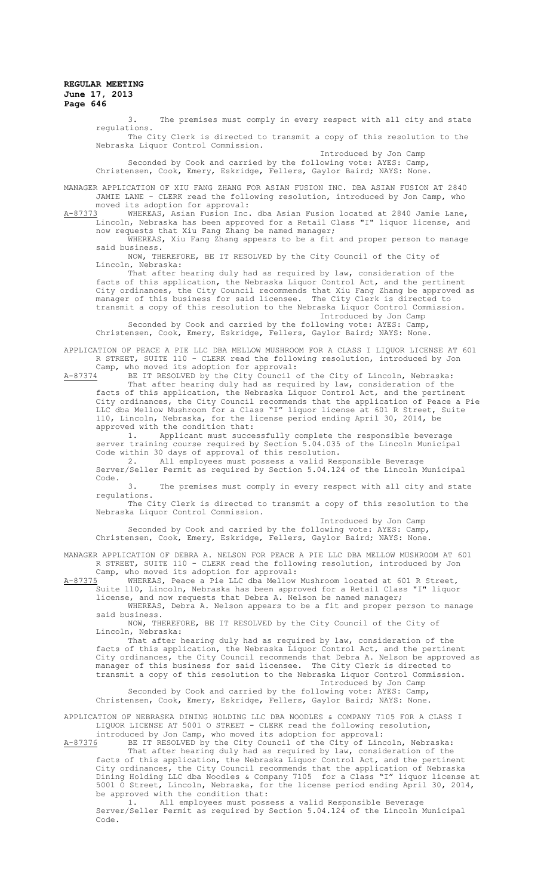3. The premises must comply in every respect with all city and state regulations.

The City Clerk is directed to transmit a copy of this resolution to the Nebraska Liquor Control Commission.

Introduced by Jon Camp

Seconded by Cook and carried by the following vote: AYES: Camp, Christensen, Cook, Emery, Eskridge, Fellers, Gaylor Baird; NAYS: None.

MANAGER APPLICATION OF XIU FANG ZHANG FOR ASIAN FUSION INC. DBA ASIAN FUSION AT 2840 JAMIE LANE - CLERK read the following resolution, introduced by Jon Camp, who moved its adoption for approval:

A-87373 WHEREAS, Asian Fusion Inc. dba Asian Fusion located at 2840 Jamie Lane, Lincoln, Nebraska has been approved for a Retail Class "I" liquor license, and now requests that Xiu Fang Zhang be named manager;

WHEREAS, Xiu Fang Zhang appears to be a fit and proper person to manage said business.

NOW, THEREFORE, BE IT RESOLVED by the City Council of the City of Lincoln, Nebraska:

That after hearing duly had as required by law, consideration of the facts of this application, the Nebraska Liquor Control Act, and the pertinent City ordinances, the City Council recommends that Xiu Fang Zhang be approved as manager of this business for said licensee. The City Clerk is directed to transmit a copy of this resolution to the Nebraska Liquor Control Commission.

Introduced by Jon Camp

Seconded by Cook and carried by the following vote: AYES: Camp, Christensen, Cook, Emery, Eskridge, Fellers, Gaylor Baird; NAYS: None.

APPLICATION OF PEACE A PIE LLC DBA MELLOW MUSHROOM FOR A CLASS I LIQUOR LICENSE AT 601 R STREET, SUITE 110 - CLERK read the following resolution, introduced by Jon Camp, who moved its adoption for approval:

A-87374 BE IT RESOLVED by the City Council of the City of Lincoln, Nebraska:

That after hearing duly had as required by law, consideration of the facts of this application, the Nebraska Liquor Control Act, and the pertinent City ordinances, the City Council recommends that the application of Peace a Pie LLC dba Mellow Mushroom for a Class "I" liquor license at 601 R Street, Suite 110, Lincoln, Nebraska, for the license period ending April 30, 2014, be approved with the condition that:

1. Applicant must successfully complete the responsible beverage server training course required by Section 5.04.035 of the Lincoln Municipal Code within 30 days of approval of this resolution.
2. All employees must possess a valid Responsible Beverage Server/Seller Permit as required by Section 5.04.124 of the Lincoln Municipal Code.
3. The premises must comply in every respect with all city and state regulations.

The City Clerk is directed to transmit a copy of this resolution to the Nebraska Liquor Control Commission.

Introduced by Jon Camp

Seconded by Cook and carried by the following vote: AYES: Camp, Christensen, Cook, Emery, Eskridge, Fellers, Gaylor Baird; NAYS: None.

MANAGER APPLICATION OF DEBRA A. NELSON FOR PEACE A PIE LLC DBA MELLOW MUSHROOM AT 601 R STREET, SUITE 110 - CLERK read the following resolution, introduced by Jon Camp, who moved its adoption for approval:

A-87375 WHEREAS, Peace a Pie LLC dba Mellow Mushroom located at 601 R Street, Suite 110, Lincoln, Nebraska has been approved for a Retail Class "I" liquor license, and now requests that Debra A. Nelson be named manager;

WHEREAS, Debra A. Nelson appears to be a fit and proper person to manage said business.

NOW, THEREFORE, BE IT RESOLVED by the City Council of the City of Lincoln, Nebraska:

That after hearing duly had as required by law, consideration of the facts of this application, the Nebraska Liquor Control Act, and the pertinent City ordinances, the City Council recommends that Debra A. Nelson be approved as manager of this business for said licensee. The City Clerk is directed to transmit a copy of this resolution to the Nebraska Liquor Control Commission.

Introduced by Jon Camp

Seconded by Cook and carried by the following vote: AYES: Camp, Christensen, Cook, Emery, Eskridge, Fellers, Gaylor Baird; NAYS: None.

APPLICATION OF NEBRASKA DINING HOLDING LLC DBA NOODLES & COMPANY 7105 FOR A CLASS I LIQUOR LICENSE AT 5001 O STREET - CLERK read the following resolution, introduced by Jon Camp, who moved its adoption for approval:

A-87376 BE IT RESOLVED by the City Council of the City of Lincoln, Nebraska:

That after hearing duly had as required by law, consideration of the facts of this application, the Nebraska Liquor Control Act, and the pertinent City ordinances, the City Council recommends that the application of Nebraska Dining Holding LLC dba Noodles & Company 7105 for a Class "I" liquor license at 5001 O Street, Lincoln, Nebraska, for the license period ending April 30, 2014, be approved with the condition that:

1. All employees must possess a valid Responsible Beverage Server/Seller Permit as required by Section 5.04.124 of the Lincoln Municipal Code.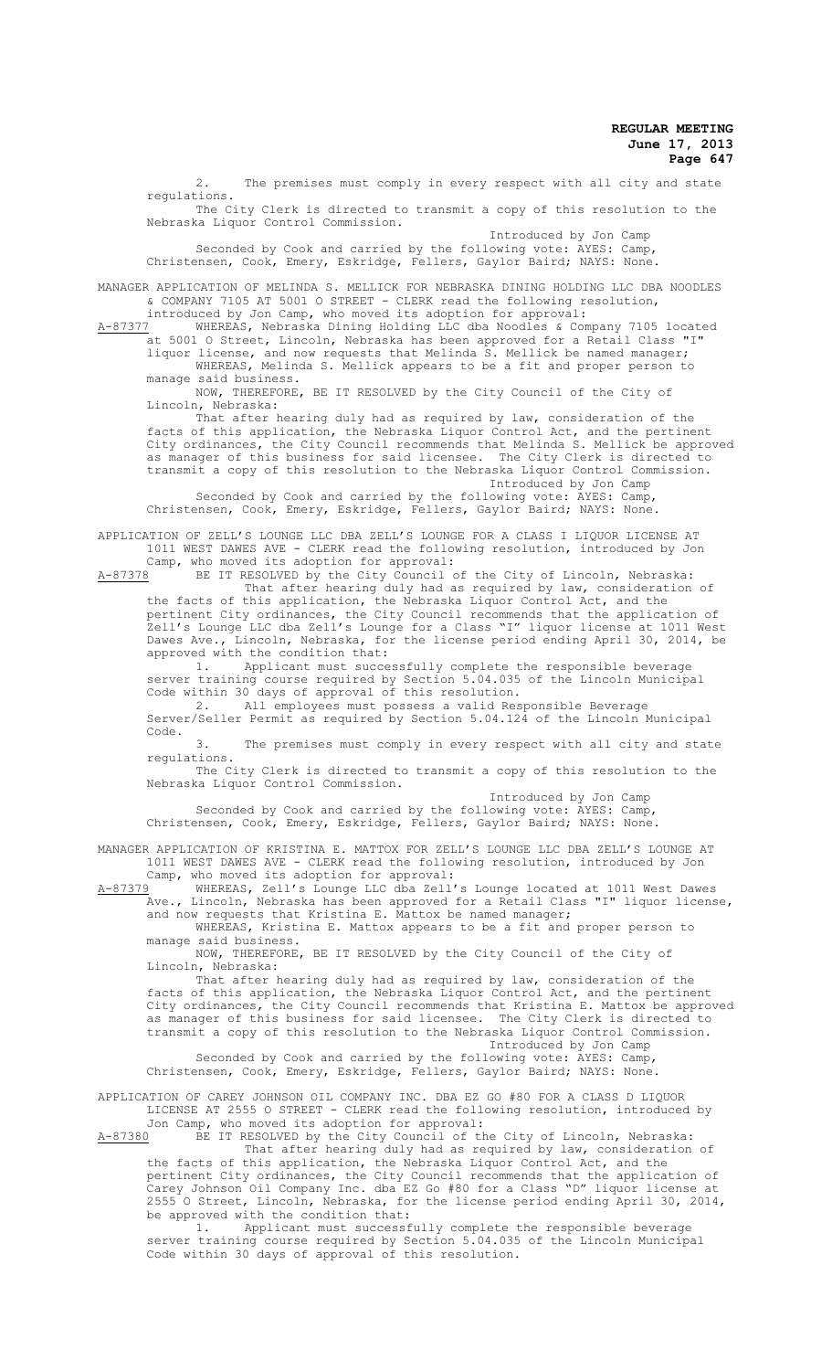2. The premises must comply in every respect with all city and state regulations.

The City Clerk is directed to transmit a copy of this resolution to the Nebraska Liquor Control Commission.

Introduced by Jon Camp

Seconded by Cook and carried by the following vote: AYES: Camp, Christensen, Cook, Emery, Eskridge, Fellers, Gaylor Baird; NAYS: None.

MANAGER APPLICATION OF MELINDA S. MELLICK FOR NEBRASKA DINING HOLDING LLC DBA NOODLES & COMPANY 7105 AT 5001 O STREET - CLERK read the following resolution, introduced by Jon Camp, who moved its adoption for approval:

A-87377 WHEREAS, Nebraska Dining Holding LLC dba Noodles & Company 7105 located at 5001 O Street, Lincoln, Nebraska has been approved for a Retail Class "I" liquor license, and now requests that Melinda S. Mellick be named manager;

WHEREAS, Melinda S. Mellick appears to be a fit and proper person to manage said business.

NOW, THEREFORE, BE IT RESOLVED by the City Council of the City of Lincoln, Nebraska:

That after hearing duly had as required by law, consideration of the facts of this application, the Nebraska Liquor Control Act, and the pertinent City ordinances, the City Council recommends that Melinda S. Mellick be approved as manager of this business for said licensee. The City Clerk is directed to transmit a copy of this resolution to the Nebraska Liquor Control Commission.

Introduced by Jon Camp

Seconded by Cook and carried by the following vote: AYES: Camp, Christensen, Cook, Emery, Eskridge, Fellers, Gaylor Baird; NAYS: None.

APPLICATION OF ZELL'S LOUNGE LLC DBA ZELL'S LOUNGE FOR A CLASS I LIQUOR LICENSE AT 1011 WEST DAWES AVE - CLERK read the following resolution, introduced by Jon Camp, who moved its adoption for approval:

A-87378 BE IT RESOLVED by the City Council of the City of Lincoln, Nebraska:

That after hearing duly had as required by law, consideration of the facts of this application, the Nebraska Liquor Control Act, and the pertinent City ordinances, the City Council recommends that the application of Zell's Lounge LLC dba Zell's Lounge for a Class "I" liquor license at 1011 West Dawes Ave., Lincoln, Nebraska, for the license period ending April 30, 2014, be approved with the condition that:

1. Applicant must successfully complete the responsible beverage server training course required by Section 5.04.035 of the Lincoln Municipal Code within 30 days of approval of this resolution.

2. All employees must possess a valid Responsible Beverage Server/Seller Permit as required by Section 5.04.124 of the Lincoln Municipal Code.

3. The premises must comply in every respect with all city and state regulations.

The City Clerk is directed to transmit a copy of this resolution to the Nebraska Liquor Control Commission.

Introduced by Jon Camp

Seconded by Cook and carried by the following vote: AYES: Camp, Christensen, Cook, Emery, Eskridge, Fellers, Gaylor Baird; NAYS: None.

MANAGER APPLICATION OF KRISTINA E. MATTOX FOR ZELL'S LOUNGE LLC DBA ZELL'S LOUNGE AT 1011 WEST DAWES AVE - CLERK read the following resolution, introduced by Jon Camp, who moved its adoption for approval:

A-87379 WHEREAS, Zell's Lounge LLC dba Zell's Lounge located at 1011 West Dawes Ave., Lincoln, Nebraska has been approved for a Retail Class "I" liquor license, and now requests that Kristina E. Mattox be named manager;

WHEREAS, Kristina E. Mattox appears to be a fit and proper person to manage said business.

NOW, THEREFORE, BE IT RESOLVED by the City Council of the City of Lincoln, Nebraska:

That after hearing duly had as required by law, consideration of the facts of this application, the Nebraska Liquor Control Act, and the pertinent City ordinances, the City Council recommends that Kristina E. Mattox be approved as manager of this business for said licensee. The City Clerk is directed to transmit a copy of this resolution to the Nebraska Liquor Control Commission.

Introduced by Jon Camp

Seconded by Cook and carried by the following vote: AYES: Camp, Christensen, Cook, Emery, Eskridge, Fellers, Gaylor Baird; NAYS: None.

APPLICATION OF CAREY JOHNSON OIL COMPANY INC. DBA EZ GO #80 FOR A CLASS D LIQUOR LICENSE AT 2555 O STREET - CLERK read the following resolution, introduced by Jon Camp, who moved its adoption for approval:

A-87380 BE IT RESOLVED by the City Council of the City of Lincoln, Nebraska:

That after hearing duly had as required by law, consideration of the facts of this application, the Nebraska Liquor Control Act, and the pertinent City ordinances, the City Council recommends that the application of Carey Johnson Oil Company Inc. dba EZ Go #80 for a Class "D" liquor license at 2555 O Street, Lincoln, Nebraska, for the license period ending April 30, 2014, be approved with the condition that:

1. Applicant must successfully complete the responsible beverage server training course required by Section 5.04.035 of the Lincoln Municipal Code within 30 days of approval of this resolution.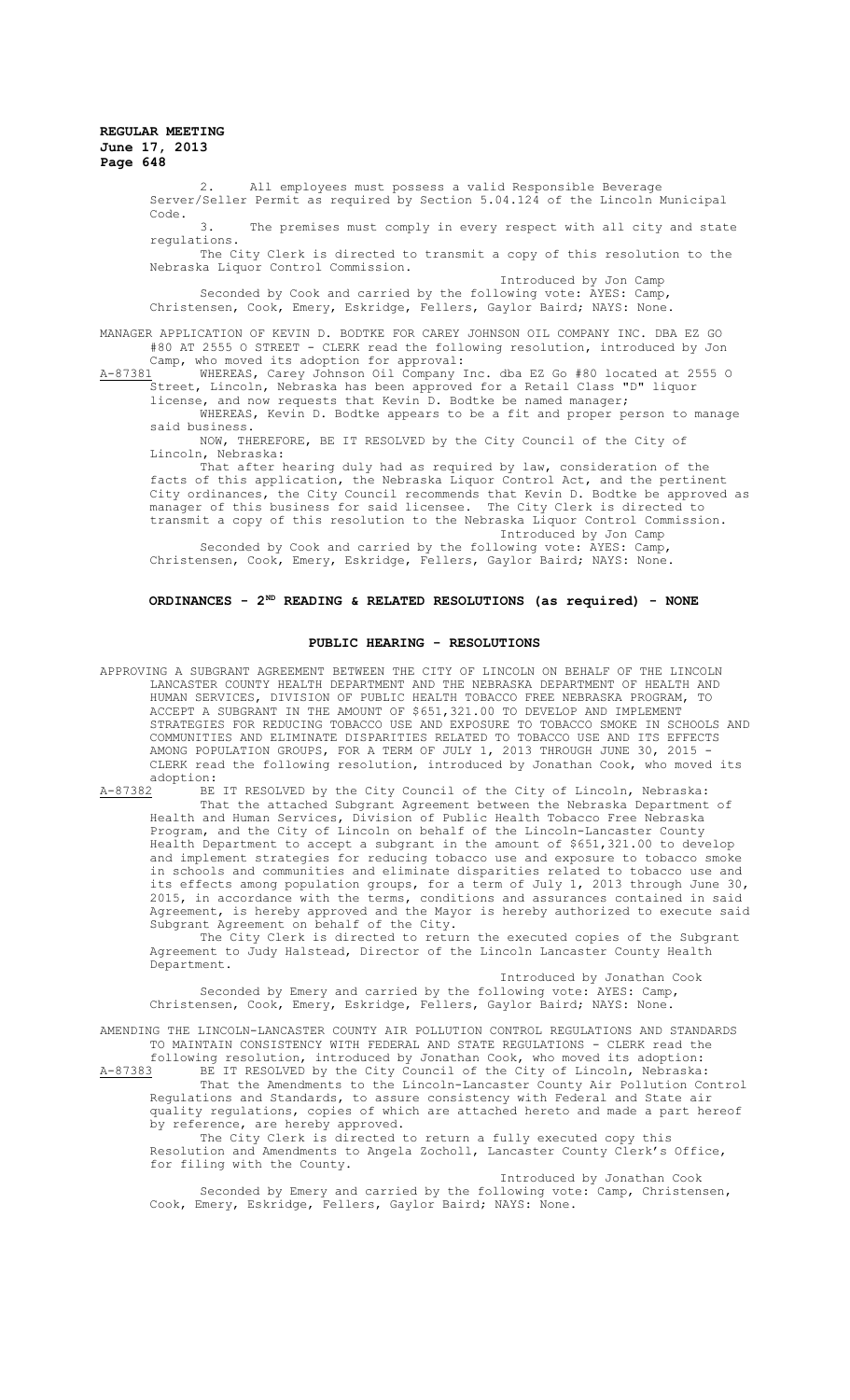2. All employees must possess a valid Responsible Beverage Server/Seller Permit as required by Section 5.04.124 of the Lincoln Municipal Code.

3. The premises must comply in every respect with all city and state regulations.

The City Clerk is directed to transmit a copy of this resolution to the Nebraska Liquor Control Commission.

Introduced by Jon Camp

Seconded by Cook and carried by the following vote: AYES: Camp, Christensen, Cook, Emery, Eskridge, Fellers, Gaylor Baird; NAYS: None.

MANAGER APPLICATION OF KEVIN D. BODTKE FOR CAREY JOHNSON OIL COMPANY INC. DBA EZ GO #80 AT 2555 O STREET - CLERK read the following resolution, introduced by Jon Camp, who moved its adoption for approval:

A-87381 WHEREAS, Carey Johnson Oil Company Inc. dba EZ Go #80 located at 2555 O Street, Lincoln, Nebraska has been approved for a Retail Class "D" liquor license, and now requests that Kevin D. Bodtke be named manager;

WHEREAS, Kevin D. Bodtke appears to be a fit and proper person to manage said business.

NOW, THEREFORE, BE IT RESOLVED by the City Council of the City of Lincoln, Nebraska:

That after hearing duly had as required by law, consideration of the facts of this application, the Nebraska Liquor Control Act, and the pertinent City ordinances, the City Council recommends that Kevin D. Bodtke be approved as manager of this business for said licensee. The City Clerk is directed to transmit a copy of this resolution to the Nebraska Liquor Control Commission.

Introduced by Jon Camp

Seconded by Cook and carried by the following vote: AYES: Camp, Christensen, Cook, Emery, Eskridge, Fellers, Gaylor Baird; NAYS: None.

## ORDINANCES - 2ND READING & RELATED RESOLUTIONS (as required) - NONE

## PUBLIC HEARING - RESOLUTIONS

APPROVING A SUBGRANT AGREEMENT BETWEEN THE CITY OF LINCOLN ON BEHALF OF THE LINCOLN LANCASTER COUNTY HEALTH DEPARTMENT AND THE NEBRASKA DEPARTMENT OF HEALTH AND HUMAN SERVICES, DIVISION OF PUBLIC HEALTH TOBACCO FREE NEBRASKA PROGRAM, TO ACCEPT A SUBGRANT IN THE AMOUNT OF $651,321.00 TO DEVELOP AND IMPLEMENT STRATEGIES FOR REDUCING TOBACCO USE AND EXPOSURE TO TOBACCO SMOKE IN SCHOOLS AND COMMUNITIES AND ELIMINATE DISPARITIES RELATED TO TOBACCO USE AND ITS EFFECTS AMONG POPULATION GROUPS, FOR A TERM OF JULY 1, 2013 THROUGH JUNE 30, 2015 - CLERK read the following resolution, introduced by Jonathan Cook, who moved its adoption:

A-87382 BE IT RESOLVED by the City Council of the City of Lincoln, Nebraska:

That the attached Subgrant Agreement between the Nebraska Department of Health and Human Services, Division of Public Health Tobacco Free Nebraska Program, and the City of Lincoln on behalf of the Lincoln-Lancaster County Health Department to accept a subgrant in the amount of $651,321.00 to develop and implement strategies for reducing tobacco use and exposure to tobacco smoke in schools and communities and eliminate disparities related to tobacco use and its effects among population groups, for a term of July 1, 2013 through June 30, 2015, in accordance with the terms, conditions and assurances contained in said Agreement, is hereby approved and the Mayor is hereby authorized to execute said Subgrant Agreement on behalf of the City.

The City Clerk is directed to return the executed copies of the Subgrant Agreement to Judy Halstead, Director of the Lincoln Lancaster County Health Department.

Introduced by Jonathan Cook

Seconded by Emery and carried by the following vote: AYES: Camp, Christensen, Cook, Emery, Eskridge, Fellers, Gaylor Baird; NAYS: None.

AMENDING THE LINCOLN-LANCASTER COUNTY AIR POLLUTION CONTROL REGULATIONS AND STANDARDS TO MAINTAIN CONSISTENCY WITH FEDERAL AND STATE REGULATIONS - CLERK read the following resolution, introduced by Jonathan Cook, who moved its adoption:

A-87383 BE IT RESOLVED by the City Council of the City of Lincoln, Nebraska:

That the Amendments to the Lincoln-Lancaster County Air Pollution Control Regulations and Standards, to assure consistency with Federal and State air quality regulations, copies of which are attached hereto and made a part hereof by reference, are hereby approved.

The City Clerk is directed to return a fully executed copy this Resolution and Amendments to Angela Zocholl, Lancaster County Clerk's Office, for filing with the County.

Introduced by Jonathan Cook

Seconded by Emery and carried by the following vote: Camp, Christensen, Cook, Emery, Eskridge, Fellers, Gaylor Baird; NAYS: None.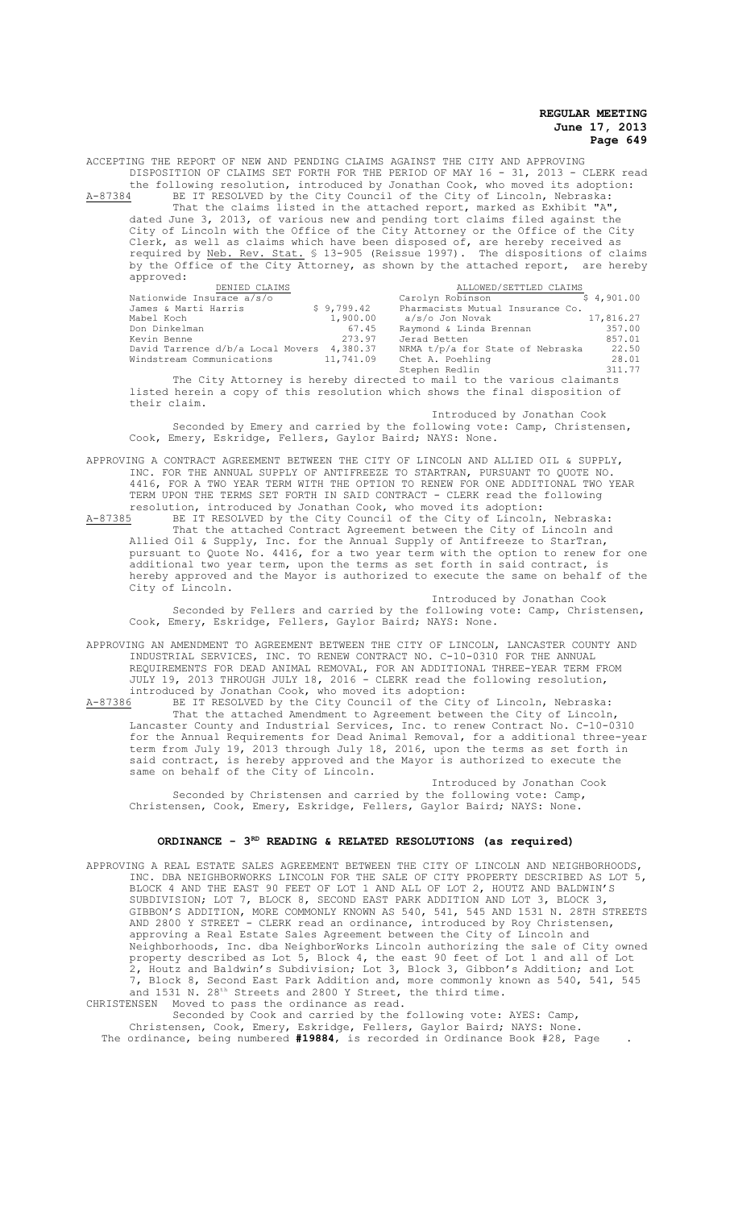ACCEPTING THE REPORT OF NEW AND PENDING CLAIMS AGAINST THE CITY AND APPROVING DISPOSITION OF CLAIMS SET FORTH FOR THE PERIOD OF MAY 16 - 31, 2013 - CLERK read the following resolution, introduced by Jonathan Cook, who moved its adoption:

A-87384 BE IT RESOLVED by the City Council of the City of Lincoln, Nebraska:

That the claims listed in the attached report, marked as Exhibit "A", dated June 3, 2013, of various new and pending tort claims filed against the City of Lincoln with the Office of the City Attorney or the Office of the City Clerk, as well as claims which have been disposed of, are hereby received as required by Neb. Rev. Stat. § 13-905 (Reissue 1997). The dispositions of claims by the Office of the City Attorney, as shown by the attached report, are hereby approved:

| DENIED CLAIMS | | ALLOWED/SETTLED CLAIMS | |
|---|---|---|---|
| Nationwide Insurace a/s/o | | Carolyn Robinson | $ 4,901.00 |
| James & Marti Harris | $ 9,799.42 | Pharmacists Mutual Insurance Co. | |
| Mabel Koch | 1,900.00 | a/s/o Jon Novak | 17,816.27 |
| Don Dinkelman | 67.45 | Raymond & Linda Brennan | 357.00 |
| Kevin Benne | 273.97 | Jerad Betten | 857.01 |
| David Tarrence d/b/a Local Movers | 4,380.37 | NRMA t/p/a for State of Nebraska | 22.50 |
| Windstream Communications | 11,741.09 | Chet A. Poehling | 28.01 |
| | | Stephen Redlin | 311.77 |

The City Attorney is hereby directed to mail to the various claimants listed herein a copy of this resolution which shows the final disposition of their claim.

Introduced by Jonathan Cook

Seconded by Emery and carried by the following vote: Camp, Christensen, Cook, Emery, Eskridge, Fellers, Gaylor Baird; NAYS: None.

APPROVING A CONTRACT AGREEMENT BETWEEN THE CITY OF LINCOLN AND ALLIED OIL & SUPPLY, INC. FOR THE ANNUAL SUPPLY OF ANTIFREEZE TO STARTRAN, PURSUANT TO QUOTE NO. 4416, FOR A TWO YEAR TERM WITH THE OPTION TO RENEW FOR ONE ADDITIONAL TWO YEAR TERM UPON THE TERMS SET FORTH IN SAID CONTRACT - CLERK read the following resolution, introduced by Jonathan Cook, who moved its adoption:

A-87385 BE IT RESOLVED by the City Council of the City of Lincoln, Nebraska:

That the attached Contract Agreement between the City of Lincoln and Allied Oil & Supply, Inc. for the Annual Supply of Antifreeze to StarTran, pursuant to Quote No. 4416, for a two year term with the option to renew for one additional two year term, upon the terms as set forth in said contract, is hereby approved and the Mayor is authorized to execute the same on behalf of the City of Lincoln.

Introduced by Jonathan Cook

Seconded by Fellers and carried by the following vote: Camp, Christensen, Cook, Emery, Eskridge, Fellers, Gaylor Baird; NAYS: None.

APPROVING AN AMENDMENT TO AGREEMENT BETWEEN THE CITY OF LINCOLN, LANCASTER COUNTY AND INDUSTRIAL SERVICES, INC. TO RENEW CONTRACT NO. C-10-0310 FOR THE ANNUAL REQUIREMENTS FOR DEAD ANIMAL REMOVAL, FOR AN ADDITIONAL THREE-YEAR TERM FROM JULY 19, 2013 THROUGH JULY 18, 2016 - CLERK read the following resolution, introduced by Jonathan Cook, who moved its adoption:

A-87386 BE IT RESOLVED by the City Council of the City of Lincoln, Nebraska:

That the attached Amendment to Agreement between the City of Lincoln, Lancaster County and Industrial Services, Inc. to renew Contract No. C-10-0310 for the Annual Requirements for Dead Animal Removal, for a additional three-year term from July 19, 2013 through July 18, 2016, upon the terms as set forth in said contract, is hereby approved and the Mayor is authorized to execute the same on behalf of the City of Lincoln.

Introduced by Jonathan Cook

Seconded by Christensen and carried by the following vote: Camp, Christensen, Cook, Emery, Eskridge, Fellers, Gaylor Baird; NAYS: None.

## ORDINANCE - 3RD READING & RELATED RESOLUTIONS (as required)

APPROVING A REAL ESTATE SALES AGREEMENT BETWEEN THE CITY OF LINCOLN AND NEIGHBORHOODS, INC. DBA NEIGHBORWORKS LINCOLN FOR THE SALE OF CITY PROPERTY DESCRIBED AS LOT 5, BLOCK 4 AND THE EAST 90 FEET OF LOT 1 AND ALL OF LOT 2, HOUTZ AND BALDWIN'S SUBDIVISION; LOT 7, BLOCK 8, SECOND EAST PARK ADDITION AND LOT 3, BLOCK 3, GIBBON'S ADDITION, MORE COMMONLY KNOWN AS 540, 541, 545 AND 1531 N. 28TH STREETS AND 2800 Y STREET - CLERK read an ordinance, introduced by Roy Christensen, approving a Real Estate Sales Agreement between the City of Lincoln and Neighborhoods, Inc. dba NeighborWorks Lincoln authorizing the sale of City owned property described as Lot 5, Block 4, the east 90 feet of Lot 1 and all of Lot 2, Houtz and Baldwin's Subdivision; Lot 3, Block 3, Gibbon's Addition; and Lot 7, Block 8, Second East Park Addition and, more commonly known as 540, 541, 545 and 1531 N. 28th Streets and 2800 Y Street, the third time.

CHRISTENSEN Moved to pass the ordinance as read.

Seconded by Cook and carried by the following vote: AYES: Camp, Christensen, Cook, Emery, Eskridge, Fellers, Gaylor Baird; NAYS: None.

The ordinance, being numbered **#19884**, is recorded in Ordinance Book #28, Page .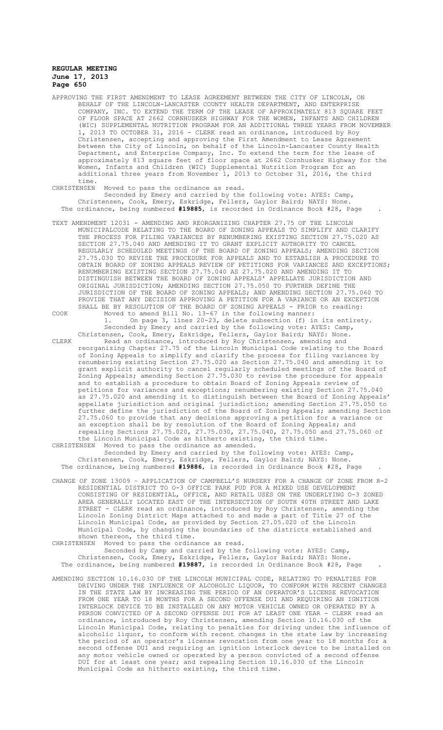APPROVING THE FIRST AMENDMENT TO LEASE AGREEMENT BETWEEN THE CITY OF LINCOLN, ON BEHALF OF THE LINCOLN-LANCASTER COUNTY HEALTH DEPARTMENT, AND ENTERPRISE COMPANY, INC. TO EXTEND THE TERM OF THE LEASE OF APPROXIMATELY 813 SQUARE FEET OF FLOOR SPACE AT 2662 CORNHUSKER HIGHWAY FOR THE WOMEN, INFANTS AND CHILDREN (WIC) SUPPLEMENTAL NUTRITION PROGRAM FOR AN ADDITIONAL THREE YEARS FROM NOVEMBER 1, 2013 TO OCTOBER 31, 2016 - CLERK read an ordinance, introduced by Roy Christensen, accepting and approving the First Amendment to Lease Agreement between the City of Lincoln, on behalf of the Lincoln-Lancaster County Health Department, and Enterprise Company, Inc. To extend the term for the lease of approximately 813 square feet of floor space at 2662 Cornhusker Highway for the Women, Infants and Children (WIC) Supplemental Nutrition Program for an additional three years from November 1, 2013 to October 31, 2016, the third time.

CHRISTENSEN Moved to pass the ordinance as read.

Seconded by Emery and carried by the following vote: AYES: Camp, Christensen, Cook, Emery, Eskridge, Fellers, Gaylor Baird; NAYS: None.

The ordinance, being numbered **#19885**, is recorded in Ordinance Book #28, Page .

TEXT AMENDMENT 12031 - AMENDING AND REORGANIZING CHAPTER 27.75 OF THE LINCOLN MUNICIPALCODE RELATING TO THE BOARD OF ZONING APPEALS TO SIMPLIFY AND CLARIFY THE PROCESS FOR FILING VARIANCES BY RENUMBERING EXISTING SECTION 27.75.020 AS SECTION 27.75.040 AND AMENDING IT TO GRANT EXPLICIT AUTHORITY TO CANCEL REGULARLY SCHEDULED MEETINGS OF THE BOARD OF ZONING APPEALS; AMENDING SECTION 27.75.030 TO REVISE THE PROCEDURE FOR APPEALS AND TO ESTABLISH A PROCEDURE TO OBTAIN BOARD OF ZONING APPEALS REVIEW OF PETITIONS FOR VARIANCES AND EXCEPTIONS; RENUMBERING EXISTING SECTION 27.75.040 AS 27.75.020 AND AMENDING IT TO DISTINGUISH BETWEEN THE BOARD OF ZONING APPEALS' APPELLATE JURISDICTION AND ORIGINAL JURISDICTION; AMENDING SECTION 27.75.050 TO FURTHER DEFINE THE JURISDICTION OF THE BOARD OF ZONING APPEALS; AND AMENDING SECTION 27.75.060 TO PROVIDE THAT ANY DECISION APPROVING A PETITION FOR A VARIANCE OR AN EXCEPTION SHALL BE BY RESOLUTION OF THE BOARD OF ZONING APPEALS - PRIOR to reading:

COOK Moved to amend Bill No. 13-67 in the following manner:

1. On page 3, lines 20-23, delete subsection (f) in its entirety.

Seconded by Emery and carried by the following vote: AYES: Camp, Christensen, Cook, Emery, Eskridge, Fellers, Gaylor Baird; NAYS: None.

CLERK Read an ordinance, introduced by Roy Christensen, amending and reorganizing Chapter 27.75 of the Lincoln Municipal Code relating to the Board of Zoning Appeals to simplify and clarify the process for filing variances by renumbering existing Section 27.75.020 as Section 27.75.040 and amending it to grant explicit authority to cancel regularly scheduled meetings of the Board of Zoning Appeals; amending Section 27.75.030 to revise the procedure for appeals and to establish a procedure to obtain Board of Zoning Appeals review of petitions for variances and exceptions; renumbering existing Section 27.75.040 as 27.75.020 and amending it to distinguish between the Board of Zoning Appeals' appellate jurisdiction and original jurisdiction; amending Section 27.75.050 to further define the jurisdiction of the Board of Zoning Appeals; amending Section 27.75.060 to provide that any decisions approving a petition for a variance or an exception shall be by resolution of the Board of Zoning Appeals; and repealing Sections 27.75.020, 27.75.030, 27.75.040, 27.75.050 and 27.75.060 of the Lincoln Municipal Code as hitherto existing, the third time.

CHRISTENSEN Moved to pass the ordinance as amended.

Seconded by Emery and carried by the following vote: AYES: Camp, Christensen, Cook, Emery, Eskridge, Fellers, Gaylor Baird; NAYS: None.

The ordinance, being numbered **#19886**, is recorded in Ordinance Book #28, Page .

CHANGE OF ZONE 13009 – APPLICATION OF CAMPBELL'S NURSERY FOR A CHANGE OF ZONE FROM R-2 RESIDENTIAL DISTRICT TO O-3 OFFICE PARK PUD FOR A MIXED USE DEVELOPMENT CONSISTING OF RESIDENTIAL, OFFICE, AND RETAIL USES ON THE UNDERLYING O-3 ZONED AREA GENERALLY LOCATED EAST OF THE INTERSECTION OF SOUTH 40TH STREET AND LAKE STREET - CLERK read an ordinance, introduced by Roy Christensen, amending the Lincoln Zoning District Maps attached to and made a part of Title 27 of the Lincoln Municipal Code, as provided by Section 27.05.020 of the Lincoln Municipal Code, by changing the boundaries of the districts established and shown thereon, the third time.

CHRISTENSEN Moved to pass the ordinance as read.

Seconded by Camp and carried by the following vote: AYES: Camp, Christensen, Cook, Emery, Eskridge, Fellers, Gaylor Baird; NAYS: None.

The ordinance, being numbered **#19887**, is recorded in Ordinance Book #28, Page .

AMENDING SECTION 10.16.030 OF THE LINCOLN MUNICIPAL CODE, RELATING TO PENALTIES FOR DRIVING UNDER THE INFLUENCE OF ALCOHOLIC LIQUOR, TO CONFORM WITH RECENT CHANGES IN THE STATE LAW BY INCREASING THE PERIOD OF AN OPERATOR'S LICENSE REVOCATION FROM ONE YEAR TO 18 MONTHS FOR A SECOND OFFENSE DUI AND REQUIRING AN IGNITION INTERLOCK DEVICE TO BE INSTALLED ON ANY MOTOR VEHICLE OWNED OR OPERATED BY A PERSON CONVICTED OF A SECOND OFFENSE DUI FOR AT LEAST ONE YEAR - CLERK read an ordinance, introduced by Roy Christensen, amending Section 10.16.030 of the Lincoln Municipal Code, relating to penalties for driving under the influence of alcoholic liquor, to conform with recent changes in the state law by increasing the period of an operator's license revocation from one year to 18 months for a second offense DUI and requiring an ignition interlock device to be installed on any motor vehicle owned or operated by a person convicted of a second offense DUI for at least one year; and repealing Section 10.16.030 of the Lincoln Municipal Code as hitherto existing, the third time.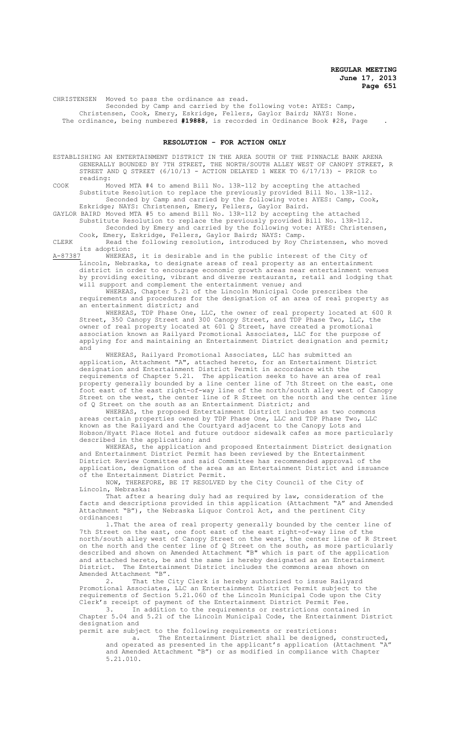CHRISTENSEN Moved to pass the ordinance as read.

Seconded by Camp and carried by the following vote: AYES: Camp, Christensen, Cook, Emery, Eskridge, Fellers, Gaylor Baird; NAYS: None.

The ordinance, being numbered **#19888**, is recorded in Ordinance Book #28, Page .

## RESOLUTION - FOR ACTION ONLY

ESTABLISHING AN ENTERTAINMENT DISTRICT IN THE AREA SOUTH OF THE PINNACLE BANK ARENA GENERALLY BOUNDED BY 7TH STREET, THE NORTH/SOUTH ALLEY WEST OF CANOPY STREET, R STREET AND Q STREET (6/10/13 - ACTION DELAYED 1 WEEK TO 6/17/13) - PRIOR to reading:

COOK Moved MTA #4 to amend Bill No. 13R-112 by accepting the attached Substitute Resolution to replace the previously provided Bill No. 13R-112.

Seconded by Camp and carried by the following vote: AYES: Camp, Cook, Eskridge; NAYS: Christensen, Emery, Fellers, Gaylor Baird.

GAYLOR BAIRD Moved MTA #5 to amend Bill No. 13R-112 by accepting the attached Substitute Resolution to replace the previously provided Bill No. 13R-112.

Seconded by Emery and carried by the following vote: AYES: Christensen, Cook, Emery, Eskridge, Fellers, Gaylor Baird; NAYS: Camp.

CLERK Read the following resolution, introduced by Roy Christensen, who moved its adoption:

A-87387 WHEREAS, it is desirable and in the public interest of the City of Lincoln, Nebraska, to designate areas of real property as an entertainment district in order to encourage economic growth areas near entertainment venues by providing exciting, vibrant and diverse restaurants, retail and lodging that will support and complement the entertainment venue; and

WHEREAS, Chapter 5.21 of the Lincoln Municipal Code prescribes the requirements and procedures for the designation of an area of real property as an entertainment district; and

WHEREAS, TDP Phase One, LLC, the owner of real property located at 600 R Street, 350 Canopy Street and 300 Canopy Street, and TDP Phase Two, LLC, the owner of real property located at 601 Q Street, have created a promotional association known as Railyard Promotional Associates, LLC for the purpose of applying for and maintaining an Entertainment District designation and permit; and

WHEREAS, Railyard Promotional Associates, LLC has submitted an application, Attachment "A", attached hereto, for an Entertainment District designation and Entertainment District Permit in accordance with the requirements of Chapter 5.21. The application seeks to have an area of real property generally bounded by a line center line of 7th Street on the east, one foot east of the east right-of-way line of the north/south alley west of Canopy Street on the west, the center line of R Street on the north and the center line of Q Street on the south as an Entertainment District; and

WHEREAS, the proposed Entertainment District includes as two commons areas certain properties owned by TDP Phase One, LLC and TDP Phase Two, LLC known as the Railyard and the Courtyard adjacent to the Canopy Lots and Hobson/Hyatt Place Hotel and future outdoor sidewalk cafes as more particularly described in the application; and

WHEREAS, the application and proposed Entertainment District designation and Entertainment District Permit has been reviewed by the Entertainment District Review Committee and said Committee has recommended approval of the application, designation of the area as an Entertainment District and issuance of the Entertainment District Permit.

NOW, THEREFORE, BE IT RESOLVED by the City Council of the City of Lincoln, Nebraska:

That after a hearing duly had as required by law, consideration of the facts and descriptions provided in this application (Attachment "A" and Amended Attachment "B"), the Nebraska Liquor Control Act, and the pertinent City ordinances:

1. That the area of real property generally bounded by the center line of 7th Street on the east, one foot east of the east right-of-way line of the north/south alley west of Canopy Street on the west, the center line of R Street on the north and the center line of Q Street on the south, as more particularly described and shown on Amended Attachment "B" which is part of the application and attached hereto, be and the same is hereby designated as an Entertainment District. The Entertainment District includes the commons areas shown on Amended Attachment "B".

2. That the City Clerk is hereby authorized to issue Railyard Promotional Associates, LLC an Entertainment District Permit subject to the requirements of Section 5.21.060 of the Lincoln Municipal Code upon the City Clerk's receipt of payment of the Entertainment District Permit Fee.

3. In addition to the requirements or restrictions contained in Chapter 5.04 and 5.21 of the Lincoln Municipal Code, the Entertainment District designation and permit are subject to the following requirements or restrictions:

a. The Entertainment District shall be designed, constructed, and operated as presented in the applicant's application (Attachment "A" and Amended Attachment "B") or as modified in compliance with Chapter 5.21.010.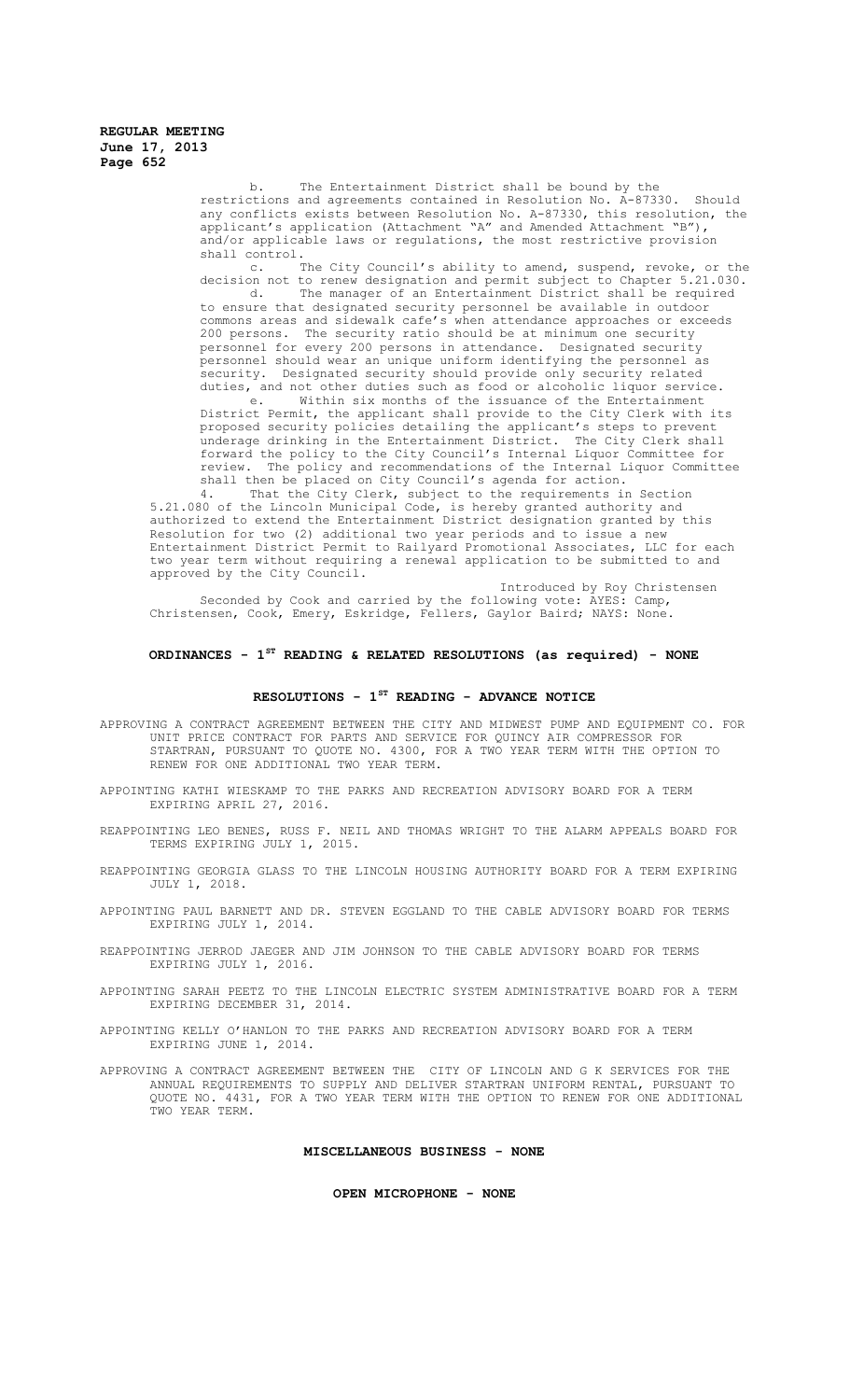b. The Entertainment District shall be bound by the restrictions and agreements contained in Resolution No. A-87330. Should any conflicts exists between Resolution No. A-87330, this resolution, the applicant's application (Attachment "A" and Amended Attachment "B"), and/or applicable laws or regulations, the most restrictive provision shall control.

c. The City Council's ability to amend, suspend, revoke, or the decision not to renew designation and permit subject to Chapter 5.21.030.

d. The manager of an Entertainment District shall be required to ensure that designated security personnel be available in outdoor commons areas and sidewalk cafe's when attendance approaches or exceeds 200 persons. The security ratio should be at minimum one security personnel for every 200 persons in attendance. Designated security personnel should wear an unique uniform identifying the personnel as security. Designated security should provide only security related duties, and not other duties such as food or alcoholic liquor service.

e. Within six months of the issuance of the Entertainment District Permit, the applicant shall provide to the City Clerk with its proposed security policies detailing the applicant's steps to prevent underage drinking in the Entertainment District. The City Clerk shall forward the policy to the City Council's Internal Liquor Committee for review. The policy and recommendations of the Internal Liquor Committee shall then be placed on City Council's agenda for action.

4. That the City Clerk, subject to the requirements in Section 5.21.080 of the Lincoln Municipal Code, is hereby granted authority and authorized to extend the Entertainment District designation granted by this Resolution for two (2) additional two year periods and to issue a new Entertainment District Permit to Railyard Promotional Associates, LLC for each two year term without requiring a renewal application to be submitted to and approved by the City Council.

Introduced by Roy Christensen

Seconded by Cook and carried by the following vote: AYES: Camp, Christensen, Cook, Emery, Eskridge, Fellers, Gaylor Baird; NAYS: None.

## ORDINANCES - 1ST READING & RELATED RESOLUTIONS (as required) - NONE

## RESOLUTIONS - 1ST READING - ADVANCE NOTICE

APPROVING A CONTRACT AGREEMENT BETWEEN THE CITY AND MIDWEST PUMP AND EQUIPMENT CO. FOR UNIT PRICE CONTRACT FOR PARTS AND SERVICE FOR QUINCY AIR COMPRESSOR FOR STARTRAN, PURSUANT TO QUOTE NO. 4300, FOR A TWO YEAR TERM WITH THE OPTION TO RENEW FOR ONE ADDITIONAL TWO YEAR TERM.

APPOINTING KATHI WIESKAMP TO THE PARKS AND RECREATION ADVISORY BOARD FOR A TERM EXPIRING APRIL 27, 2016.

REAPPOINTING LEO BENES, RUSS F. NEIL AND THOMAS WRIGHT TO THE ALARM APPEALS BOARD FOR TERMS EXPIRING JULY 1, 2015.

REAPPOINTING GEORGIA GLASS TO THE LINCOLN HOUSING AUTHORITY BOARD FOR A TERM EXPIRING JULY 1, 2018.

APPOINTING PAUL BARNETT AND DR. STEVEN EGGLAND TO THE CABLE ADVISORY BOARD FOR TERMS EXPIRING JULY 1, 2014.

REAPPOINTING JERROD JAEGER AND JIM JOHNSON TO THE CABLE ADVISORY BOARD FOR TERMS EXPIRING JULY 1, 2016.

APPOINTING SARAH PEETZ TO THE LINCOLN ELECTRIC SYSTEM ADMINISTRATIVE BOARD FOR A TERM EXPIRING DECEMBER 31, 2014.

APPOINTING KELLY O'HANLON TO THE PARKS AND RECREATION ADVISORY BOARD FOR A TERM EXPIRING JUNE 1, 2014.

APPROVING A CONTRACT AGREEMENT BETWEEN THE CITY OF LINCOLN AND G K SERVICES FOR THE ANNUAL REQUIREMENTS TO SUPPLY AND DELIVER STARTRAN UNIFORM RENTAL, PURSUANT TO QUOTE NO. 4431, FOR A TWO YEAR TERM WITH THE OPTION TO RENEW FOR ONE ADDITIONAL TWO YEAR TERM.

## MISCELLANEOUS BUSINESS - NONE

## OPEN MICROPHONE - NONE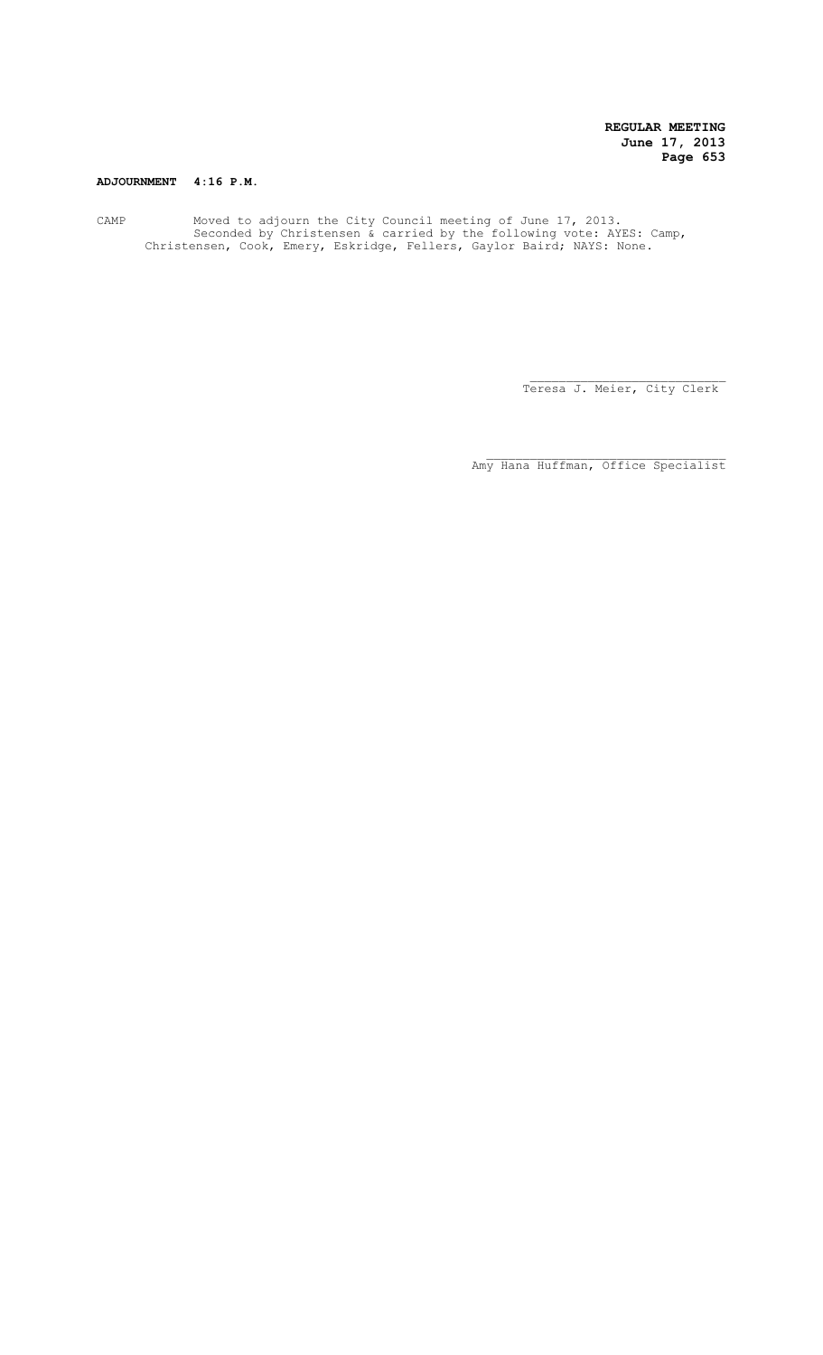**ADJOURNMENT 4:16 P.M.**

CAMP Moved to adjourn the City Council meeting of June 17, 2013.
Seconded by Christensen & carried by the following vote: AYES: Camp, Christensen, Cook, Emery, Eskridge, Fellers, Gaylor Baird; NAYS: None.

\_\_\_\_\_\_\_\_\_\_\_\_\_\_\_\_\_\_\_\_\_\_\_\_\_\_\_\_
Teresa J. Meier, City Clerk

\_\_\_\_\_\_\_\_\_\_\_\_\_\_\_\_\_\_\_\_\_\_\_\_\_\_\_\_
Amy Hana Huffman, Office Specialist